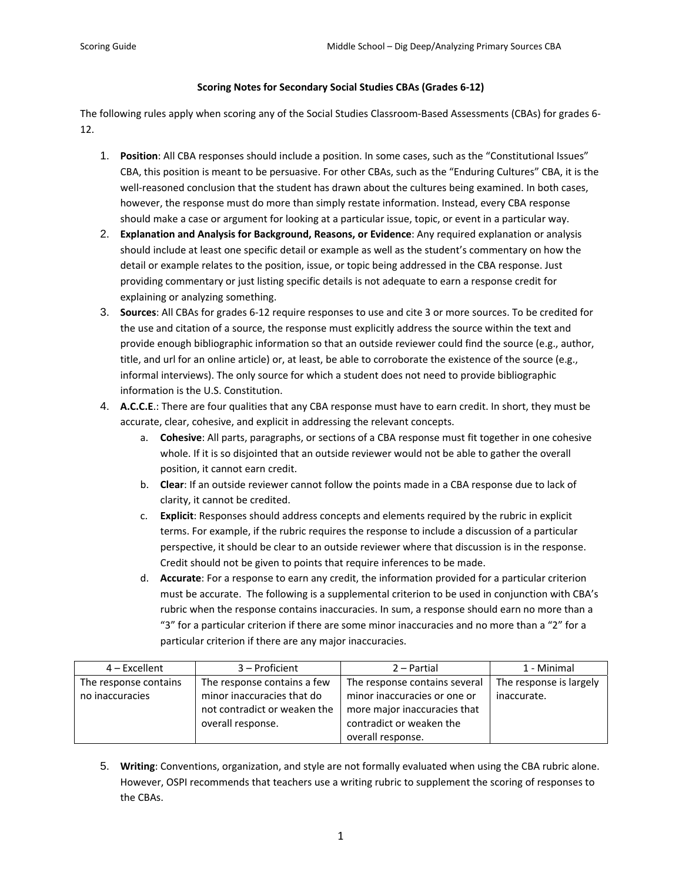## Scoring Notes for Secondary Social Studies CBAs (Grades 6-12)

The following rules apply when scoring any of the Social Studies Classroom-Based Assessments (CBAs) for grades 6-12.

1. **Position**: All CBA responses should include a position. In some cases, such as the "Constitutional Issues" CBA, this position is meant to be persuasive. For other CBAs, such as the "Enduring Cultures" CBA, it is the well-reasoned conclusion that the student has drawn about the cultures being examined. In both cases, however, the response must do more than simply restate information. Instead, every CBA response should make a case or argument for looking at a particular issue, topic, or event in a particular way.
2. **Explanation and Analysis for Background, Reasons, or Evidence**: Any required explanation or analysis should include at least one specific detail or example as well as the student's commentary on how the detail or example relates to the position, issue, or topic being addressed in the CBA response. Just providing commentary or just listing specific details is not adequate to earn a response credit for explaining or analyzing something.
3. **Sources**: All CBAs for grades 6-12 require responses to use and cite 3 or more sources. To be credited for the use and citation of a source, the response must explicitly address the source within the text and provide enough bibliographic information so that an outside reviewer could find the source (e.g., author, title, and url for an online article) or, at least, be able to corroborate the existence of the source (e.g., informal interviews). The only source for which a student does not need to provide bibliographic information is the U.S. Constitution.
4. **A.C.C.E.**: There are four qualities that any CBA response must have to earn credit. In short, they must be accurate, clear, cohesive, and explicit in addressing the relevant concepts.
   a. **Cohesive**: All parts, paragraphs, or sections of a CBA response must fit together in one cohesive whole. If it is so disjointed that an outside reviewer would not be able to gather the overall position, it cannot earn credit.
   b. **Clear**: If an outside reviewer cannot follow the points made in a CBA response due to lack of clarity, it cannot be credited.
   c. **Explicit**: Responses should address concepts and elements required by the rubric in explicit terms. For example, if the rubric requires the response to include a discussion of a particular perspective, it should be clear to an outside reviewer where that discussion is in the response. Credit should not be given to points that require inferences to be made.
   d. **Accurate**: For a response to earn any credit, the information provided for a particular criterion must be accurate. The following is a supplemental criterion to be used in conjunction with CBA's rubric when the response contains inaccuracies. In sum, a response should earn no more than a "3" for a particular criterion if there are some minor inaccuracies and no more than a "2" for a particular criterion if there are any major inaccuracies.

| 4 – Excellent | 3 – Proficient | 2 – Partial | 1 - Minimal |
|---|---|---|---|
| The response contains no inaccuracies | The response contains a few minor inaccuracies that do not contradict or weaken the overall response. | The response contains several minor inaccuracies or one or more major inaccuracies that contradict or weaken the overall response. | The response is largely inaccurate. |

5. **Writing**: Conventions, organization, and style are not formally evaluated when using the CBA rubric alone. However, OSPI recommends that teachers use a writing rubric to supplement the scoring of responses to the CBAs.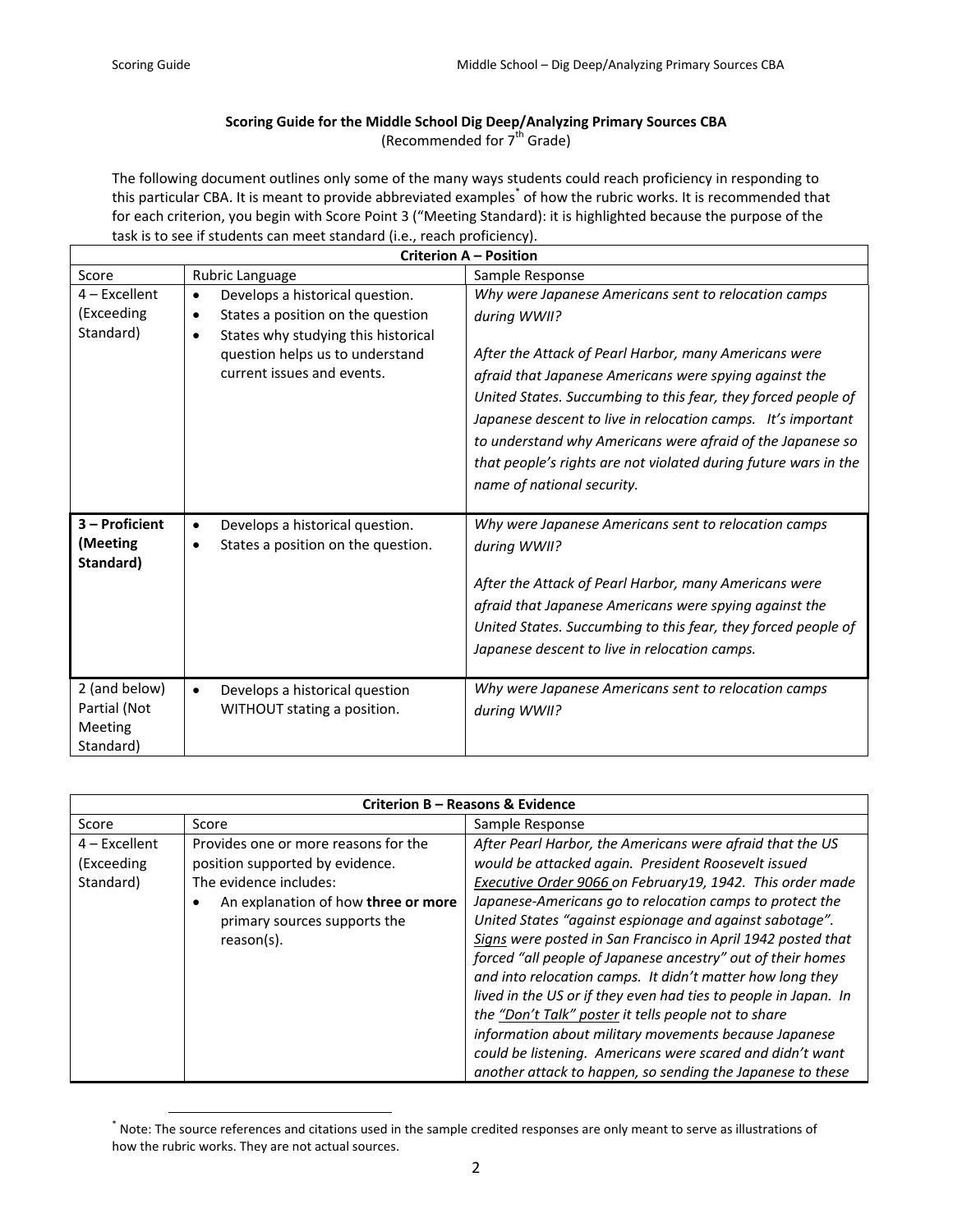## Scoring Guide for the Middle School Dig Deep/Analyzing Primary Sources CBA

(Recommended for 7th Grade)

The following document outlines only some of the many ways students could reach proficiency in responding to this particular CBA. It is meant to provide abbreviated examples[*] of how the rubric works. It is recommended that for each criterion, you begin with Score Point 3 ("Meeting Standard): it is highlighted because the purpose of the task is to see if students can meet standard (i.e., reach proficiency).

| Criterion A – Position | | |
|---|---|---|
| Score | Rubric Language | Sample Response |
| 4 – Excellent (Exceeding Standard) | • Develops a historical question.<br>• States a position on the question<br>• States why studying this historical question helps us to understand current issues and events. | *Why were Japanese Americans sent to relocation camps during WWII?*<br><br>*After the Attack of Pearl Harbor, many Americans were afraid that Japanese Americans were spying against the United States. Succumbing to this fear, they forced people of Japanese descent to live in relocation camps. It's important to understand why Americans were afraid of the Japanese so that people's rights are not violated during future wars in the name of national security.* |
| **3 – Proficient (Meeting Standard)** | • Develops a historical question.<br>• States a position on the question. | *Why were Japanese Americans sent to relocation camps during WWII?*<br><br>*After the Attack of Pearl Harbor, many Americans were afraid that Japanese Americans were spying against the United States. Succumbing to this fear, they forced people of Japanese descent to live in relocation camps.* |
| 2 (and below) Partial (Not Meeting Standard) | • Develops a historical question WITHOUT stating a position. | *Why were Japanese Americans sent to relocation camps during WWII?* |

| Criterion B – Reasons & Evidence | | |
|---|---|---|
| Score | Score | Sample Response |
| 4 – Excellent (Exceeding Standard) | Provides one or more reasons for the position supported by evidence.<br>The evidence includes:<br>• An explanation of how **three or more** primary sources supports the reason(s). | *After Pearl Harbor, the Americans were afraid that the US would be attacked again. President Roosevelt issued <u>Executive Order 9066</u> on February19, 1942. This order made Japanese-Americans go to relocation camps to protect the United States "against espionage and against sabotage". <u>Signs</u> were posted in San Francisco in April 1942 posted that forced "all people of Japanese ancestry" out of their homes and into relocation camps. It didn't matter how long they lived in the US or if they even had ties to people in Japan. In the <u>"Don't Talk" poster</u> it tells people not to share information about military movements because Japanese could be listening. Americans were scared and didn't want another attack to happen, so sending the Japanese to these* |

[*] Note: The source references and citations used in the sample credited responses are only meant to serve as illustrations of how the rubric works. They are not actual sources.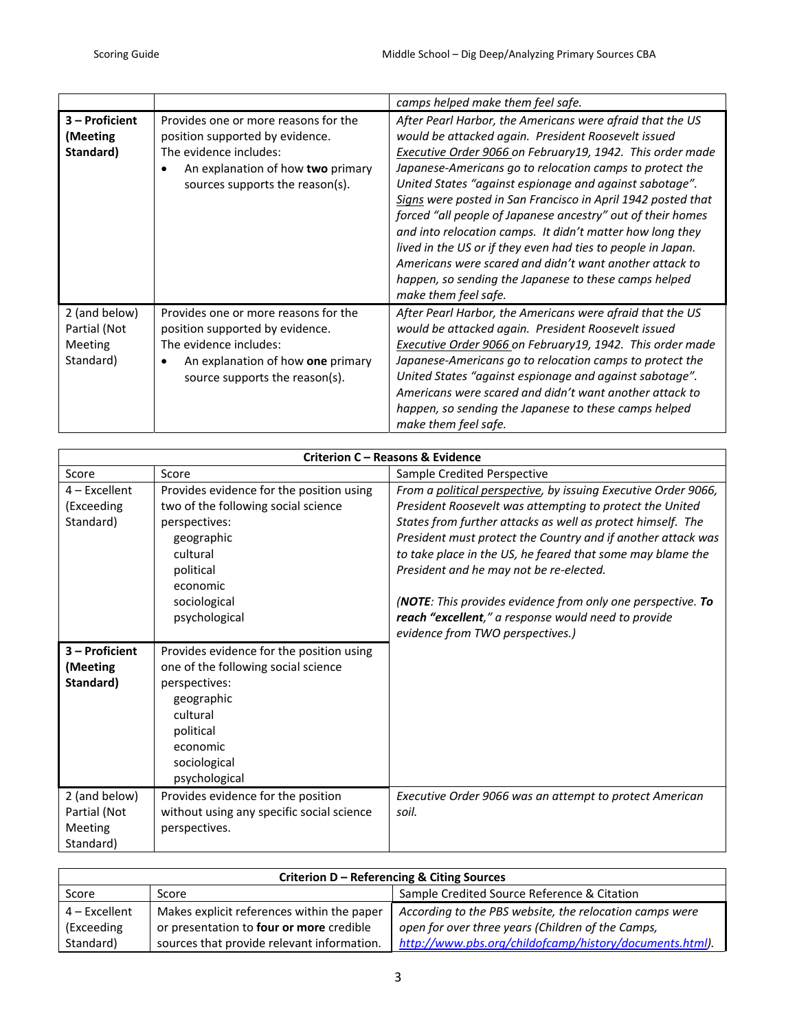| | | |
|---|---|---|
| | | *camps helped make them feel safe.* |
| **3 – Proficient (Meeting Standard)** | Provides one or more reasons for the position supported by evidence.<br>The evidence includes:<br>• An explanation of how **two** primary sources supports the reason(s). | *After Pearl Harbor, the Americans were afraid that the US would be attacked again. President Roosevelt issued Executive Order 9066 on February19, 1942. This order made Japanese-Americans go to relocation camps to protect the United States "against espionage and against sabotage". Signs were posted in San Francisco in April 1942 posted that forced "all people of Japanese ancestry" out of their homes and into relocation camps. It didn't matter how long they lived in the US or if they even had ties to people in Japan. Americans were scared and didn't want another attack to happen, so sending the Japanese to these camps helped make them feel safe.* |
| 2 (and below) Partial (Not Meeting Standard) | Provides one or more reasons for the position supported by evidence.<br>The evidence includes:<br>• An explanation of how **one** primary source supports the reason(s). | *After Pearl Harbor, the Americans were afraid that the US would be attacked again. President Roosevelt issued Executive Order 9066 on February19, 1942. This order made Japanese-Americans go to relocation camps to protect the United States "against espionage and against sabotage". Americans were scared and didn't want another attack to happen, so sending the Japanese to these camps helped make them feel safe.* |

| **Criterion C – Reasons & Evidence** | | |
|---|---|---|
| Score | Score | Sample Credited Perspective |
| 4 – Excellent (Exceeding Standard) | Provides evidence for the position using two of the following social science perspectives:<br>geographic<br>cultural<br>political<br>economic<br>sociological<br>psychological | *From a political perspective, by issuing Executive Order 9066, President Roosevelt was attempting to protect the United States from further attacks as well as protect himself. The President must protect the Country and if another attack was to take place in the US, he feared that some may blame the President and he may not be re-elected.*<br><br>*(**NOTE**: This provides evidence from only one perspective. **To reach "excellent,"** a response would need to provide evidence from TWO perspectives.)* |
| **3 – Proficient (Meeting Standard)** | Provides evidence for the position using one of the following social science perspectives:<br>geographic<br>cultural<br>political<br>economic<br>sociological<br>psychological | |
| 2 (and below) Partial (Not Meeting Standard) | Provides evidence for the position without using any specific social science perspectives. | *Executive Order 9066 was an attempt to protect American soil.* |

| **Criterion D – Referencing & Citing Sources** | | |
|---|---|---|
| Score | Score | Sample Credited Source Reference & Citation |
| 4 – Excellent (Exceeding Standard) | Makes explicit references within the paper or presentation to **four or more** credible sources that provide relevant information. | *According to the PBS website, the relocation camps were open for over three years (Children of the Camps, http://www.pbs.org/childofcamp/history/documents.html).* |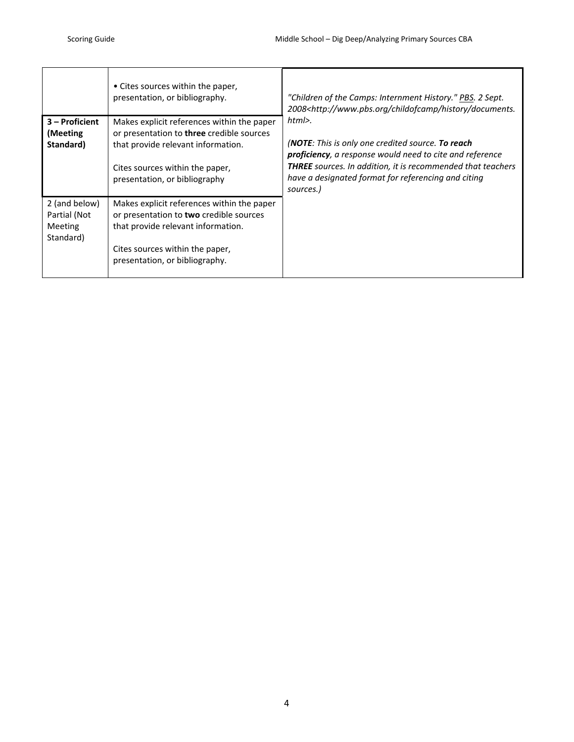|  | • Cites sources within the paper, presentation, or bibliography. | *"Children of the Camps: Internment History." PBS. 2 Sept. 2008<http://www.pbs.org/childofcamp/history/documents.html>.*<br><br>*(**NOTE**: This is only one credited source. **To reach proficiency**, a response would need to cite and reference **THREE** sources. In addition, it is recommended that teachers have a designated format for referencing and citing sources.)* |
|---|---|---|
| **3 – Proficient (Meeting Standard)** | Makes explicit references within the paper or presentation to **three** credible sources that provide relevant information.<br><br>Cites sources within the paper, presentation, or bibliography |  |
| 2 (and below) Partial (Not Meeting Standard) | Makes explicit references within the paper or presentation to **two** credible sources that provide relevant information.<br><br>Cites sources within the paper, presentation, or bibliography. |  |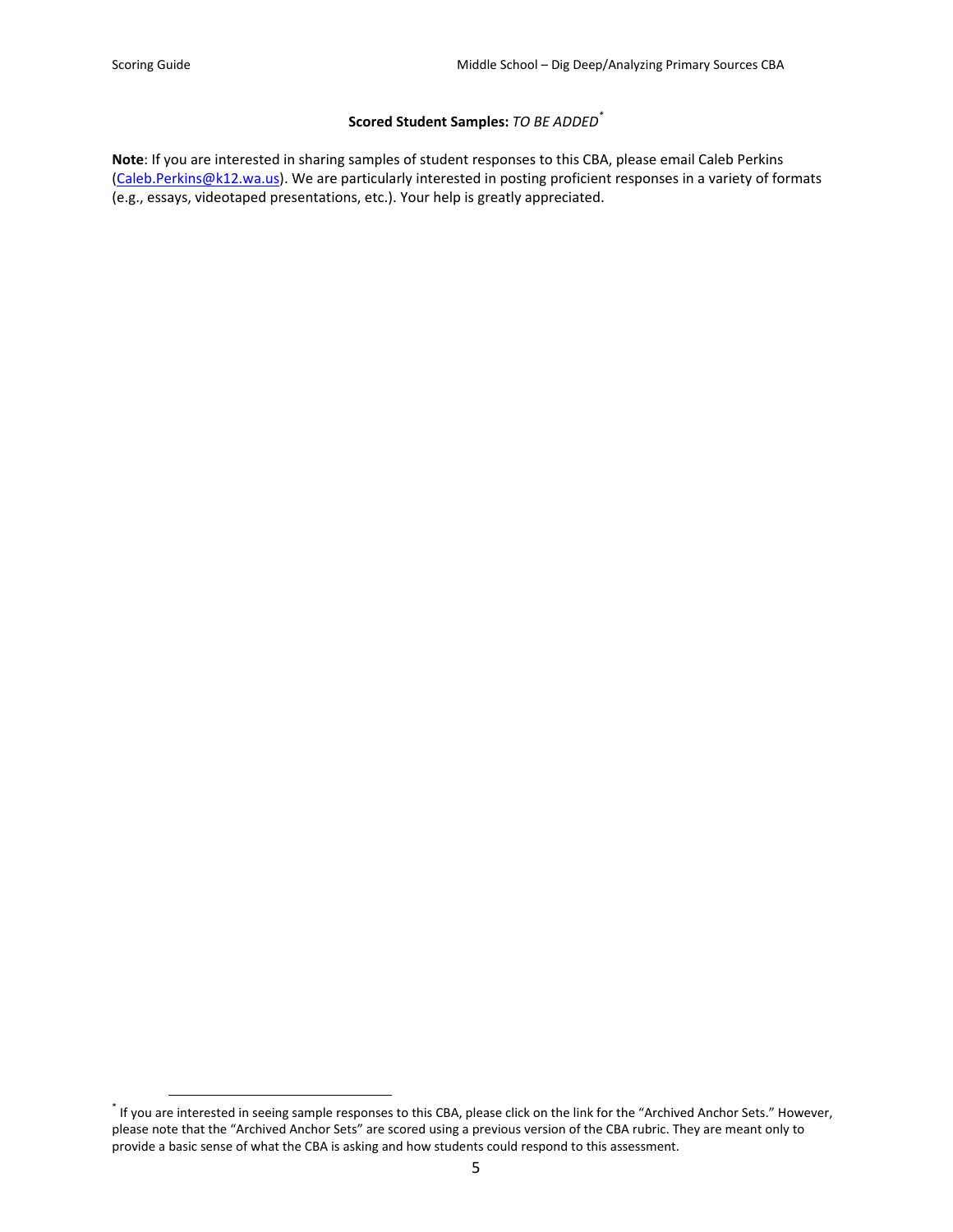**Scored Student Samples:** *TO BE ADDED*[*]

**Note**: If you are interested in sharing samples of student responses to this CBA, please email Caleb Perkins (Caleb.Perkins@k12.wa.us). We are particularly interested in posting proficient responses in a variety of formats (e.g., essays, videotaped presentations, etc.). Your help is greatly appreciated.

[*] If you are interested in seeing sample responses to this CBA, please click on the link for the "Archived Anchor Sets." However, please note that the "Archived Anchor Sets" are scored using a previous version of the CBA rubric. They are meant only to provide a basic sense of what the CBA is asking and how students could respond to this assessment.